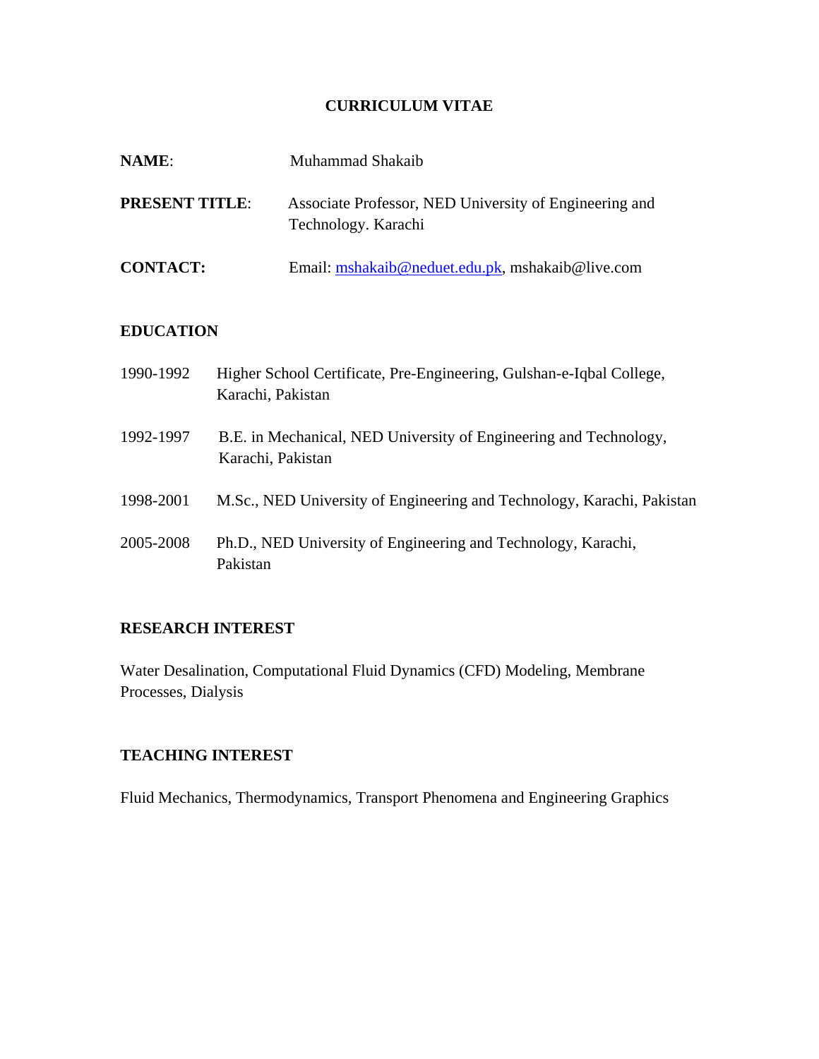# CURRICULUM VITAE

**NAME**: Muhammad Shakaib

**PRESENT TITLE**: Associate Professor, NED University of Engineering and Technology. Karachi

**CONTACT:** Email: mshakaib@neduet.edu.pk, mshakaib@live.com

## EDUCATION

1990-1992 Higher School Certificate, Pre-Engineering, Gulshan-e-Iqbal College, Karachi, Pakistan

1992-1997 B.E. in Mechanical, NED University of Engineering and Technology, Karachi, Pakistan

1998-2001 M.Sc., NED University of Engineering and Technology, Karachi, Pakistan

2005-2008 Ph.D., NED University of Engineering and Technology, Karachi, Pakistan

## RESEARCH INTEREST

Water Desalination, Computational Fluid Dynamics (CFD) Modeling, Membrane Processes, Dialysis

## TEACHING INTEREST

Fluid Mechanics, Thermodynamics, Transport Phenomena and Engineering Graphics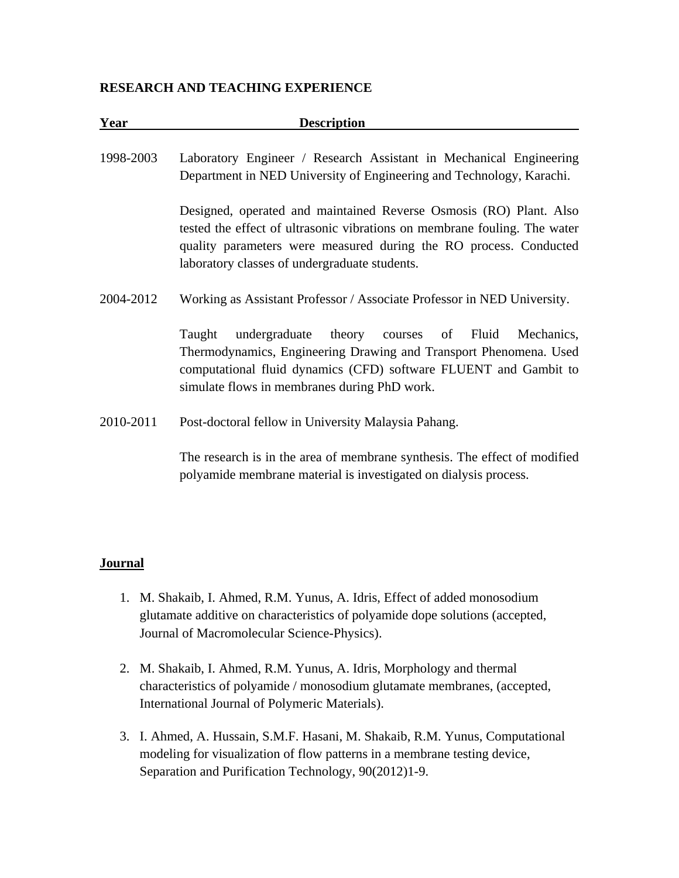**RESEARCH AND TEACHING EXPERIENCE**

| Year | Description |
| --- | --- |
| 1998-2003 | Laboratory Engineer / Research Assistant in Mechanical Engineering Department in NED University of Engineering and Technology, Karachi.<br><br>Designed, operated and maintained Reverse Osmosis (RO) Plant. Also tested the effect of ultrasonic vibrations on membrane fouling. The water quality parameters were measured during the RO process. Conducted laboratory classes of undergraduate students. |
| 2004-2012 | Working as Assistant Professor / Associate Professor in NED University.<br><br>Taught undergraduate theory courses of Fluid Mechanics, Thermodynamics, Engineering Drawing and Transport Phenomena. Used computational fluid dynamics (CFD) software FLUENT and Gambit to simulate flows in membranes during PhD work. |
| 2010-2011 | Post-doctoral fellow in University Malaysia Pahang.<br><br>The research is in the area of membrane synthesis. The effect of modified polyamide membrane material is investigated on dialysis process. |

**Journal**

1. M. Shakaib, I. Ahmed, R.M. Yunus, A. Idris, Effect of added monosodium glutamate additive on characteristics of polyamide dope solutions (accepted, Journal of Macromolecular Science-Physics).

2. M. Shakaib, I. Ahmed, R.M. Yunus, A. Idris, Morphology and thermal characteristics of polyamide / monosodium glutamate membranes, (accepted, International Journal of Polymeric Materials).

3. I. Ahmed, A. Hussain, S.M.F. Hasani, M. Shakaib, R.M. Yunus, Computational modeling for visualization of flow patterns in a membrane testing device, Separation and Purification Technology, 90(2012)1-9.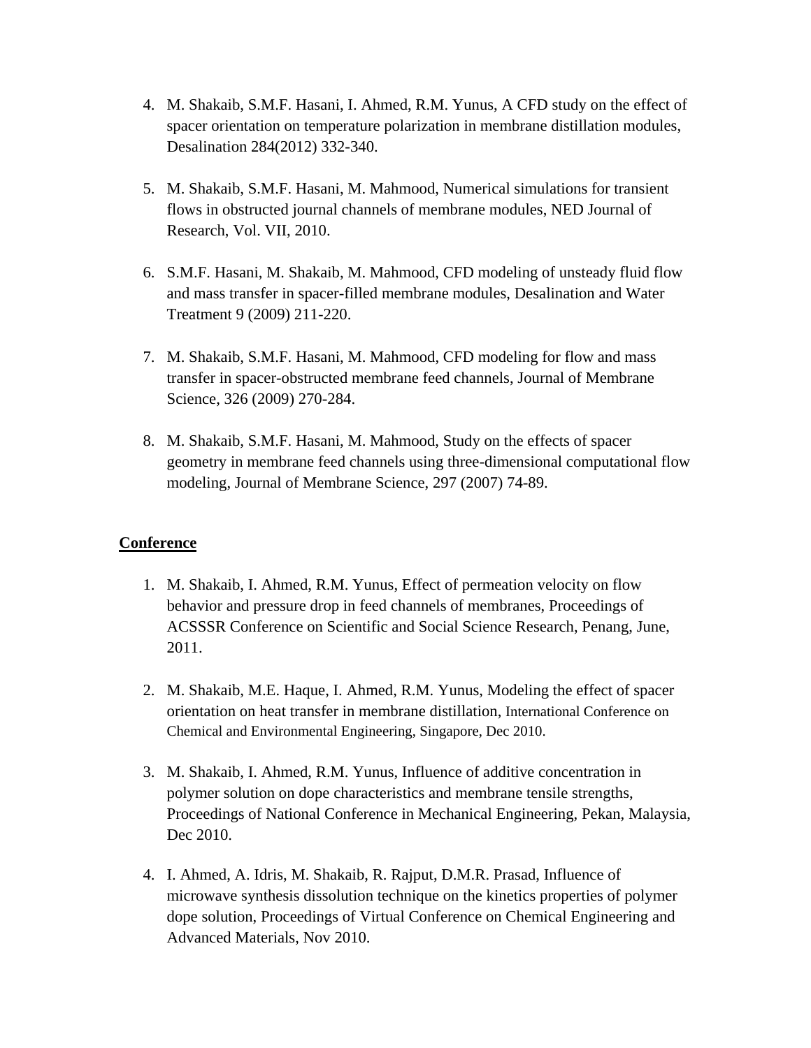4. M. Shakaib, S.M.F. Hasani, I. Ahmed, R.M. Yunus, A CFD study on the effect of spacer orientation on temperature polarization in membrane distillation modules, Desalination 284(2012) 332-340.

5. M. Shakaib, S.M.F. Hasani, M. Mahmood, Numerical simulations for transient flows in obstructed journal channels of membrane modules, NED Journal of Research, Vol. VII, 2010.

6. S.M.F. Hasani, M. Shakaib, M. Mahmood, CFD modeling of unsteady fluid flow and mass transfer in spacer-filled membrane modules, Desalination and Water Treatment 9 (2009) 211-220.

7. M. Shakaib, S.M.F. Hasani, M. Mahmood, CFD modeling for flow and mass transfer in spacer-obstructed membrane feed channels, Journal of Membrane Science, 326 (2009) 270-284.

8. M. Shakaib, S.M.F. Hasani, M. Mahmood, Study on the effects of spacer geometry in membrane feed channels using three-dimensional computational flow modeling, Journal of Membrane Science, 297 (2007) 74-89.

**Conference**

1. M. Shakaib, I. Ahmed, R.M. Yunus, Effect of permeation velocity on flow behavior and pressure drop in feed channels of membranes, Proceedings of ACSSSR Conference on Scientific and Social Science Research, Penang, June, 2011.

2. M. Shakaib, M.E. Haque, I. Ahmed, R.M. Yunus, Modeling the effect of spacer orientation on heat transfer in membrane distillation, International Conference on Chemical and Environmental Engineering, Singapore, Dec 2010.

3. M. Shakaib, I. Ahmed, R.M. Yunus, Influence of additive concentration in polymer solution on dope characteristics and membrane tensile strengths, Proceedings of National Conference in Mechanical Engineering, Pekan, Malaysia, Dec 2010.

4. I. Ahmed, A. Idris, M. Shakaib, R. Rajput, D.M.R. Prasad, Influence of microwave synthesis dissolution technique on the kinetics properties of polymer dope solution, Proceedings of Virtual Conference on Chemical Engineering and Advanced Materials, Nov 2010.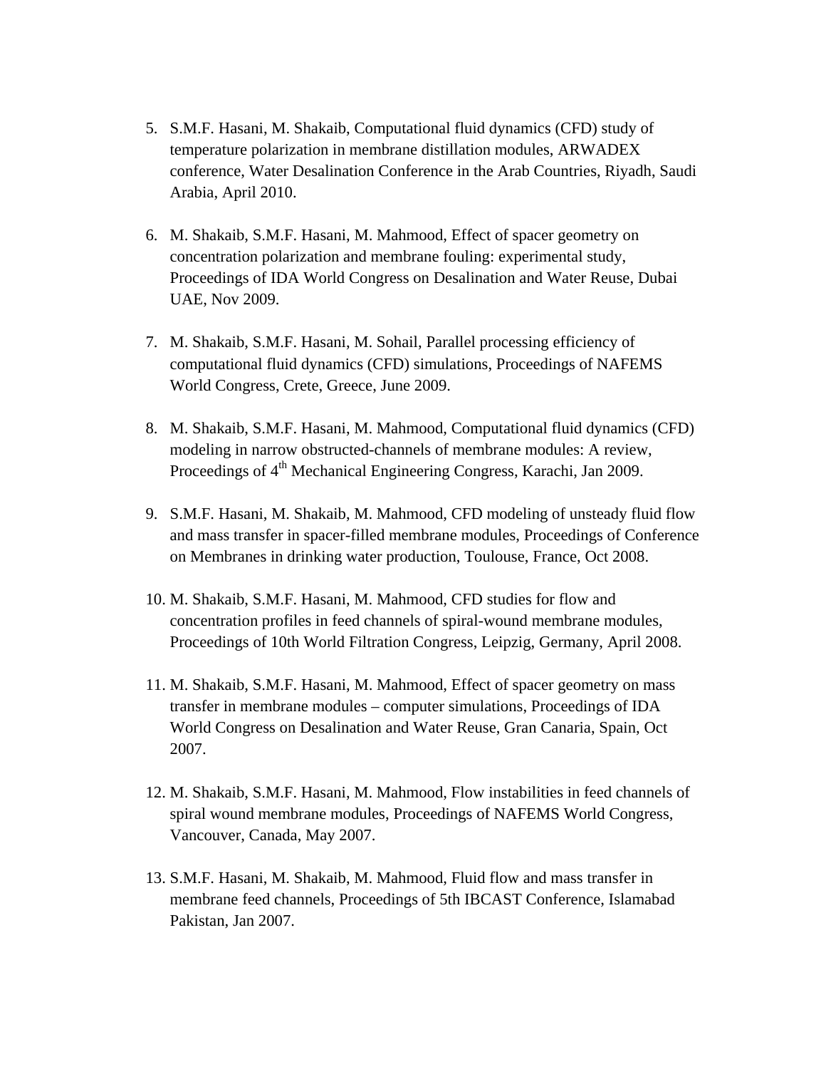5. S.M.F. Hasani, M. Shakaib, Computational fluid dynamics (CFD) study of temperature polarization in membrane distillation modules, ARWADEX conference, Water Desalination Conference in the Arab Countries, Riyadh, Saudi Arabia, April 2010.

6. M. Shakaib, S.M.F. Hasani, M. Mahmood, Effect of spacer geometry on concentration polarization and membrane fouling: experimental study, Proceedings of IDA World Congress on Desalination and Water Reuse, Dubai UAE, Nov 2009.

7. M. Shakaib, S.M.F. Hasani, M. Sohail, Parallel processing efficiency of computational fluid dynamics (CFD) simulations, Proceedings of NAFEMS World Congress, Crete, Greece, June 2009.

8. M. Shakaib, S.M.F. Hasani, M. Mahmood, Computational fluid dynamics (CFD) modeling in narrow obstructed-channels of membrane modules: A review, Proceedings of 4$^{th}$ Mechanical Engineering Congress, Karachi, Jan 2009.

9. S.M.F. Hasani, M. Shakaib, M. Mahmood, CFD modeling of unsteady fluid flow and mass transfer in spacer-filled membrane modules, Proceedings of Conference on Membranes in drinking water production, Toulouse, France, Oct 2008.

10. M. Shakaib, S.M.F. Hasani, M. Mahmood, CFD studies for flow and concentration profiles in feed channels of spiral-wound membrane modules, Proceedings of 10th World Filtration Congress, Leipzig, Germany, April 2008.

11. M. Shakaib, S.M.F. Hasani, M. Mahmood, Effect of spacer geometry on mass transfer in membrane modules – computer simulations, Proceedings of IDA World Congress on Desalination and Water Reuse, Gran Canaria, Spain, Oct 2007.

12. M. Shakaib, S.M.F. Hasani, M. Mahmood, Flow instabilities in feed channels of spiral wound membrane modules, Proceedings of NAFEMS World Congress, Vancouver, Canada, May 2007.

13. S.M.F. Hasani, M. Shakaib, M. Mahmood, Fluid flow and mass transfer in membrane feed channels, Proceedings of 5th IBCAST Conference, Islamabad Pakistan, Jan 2007.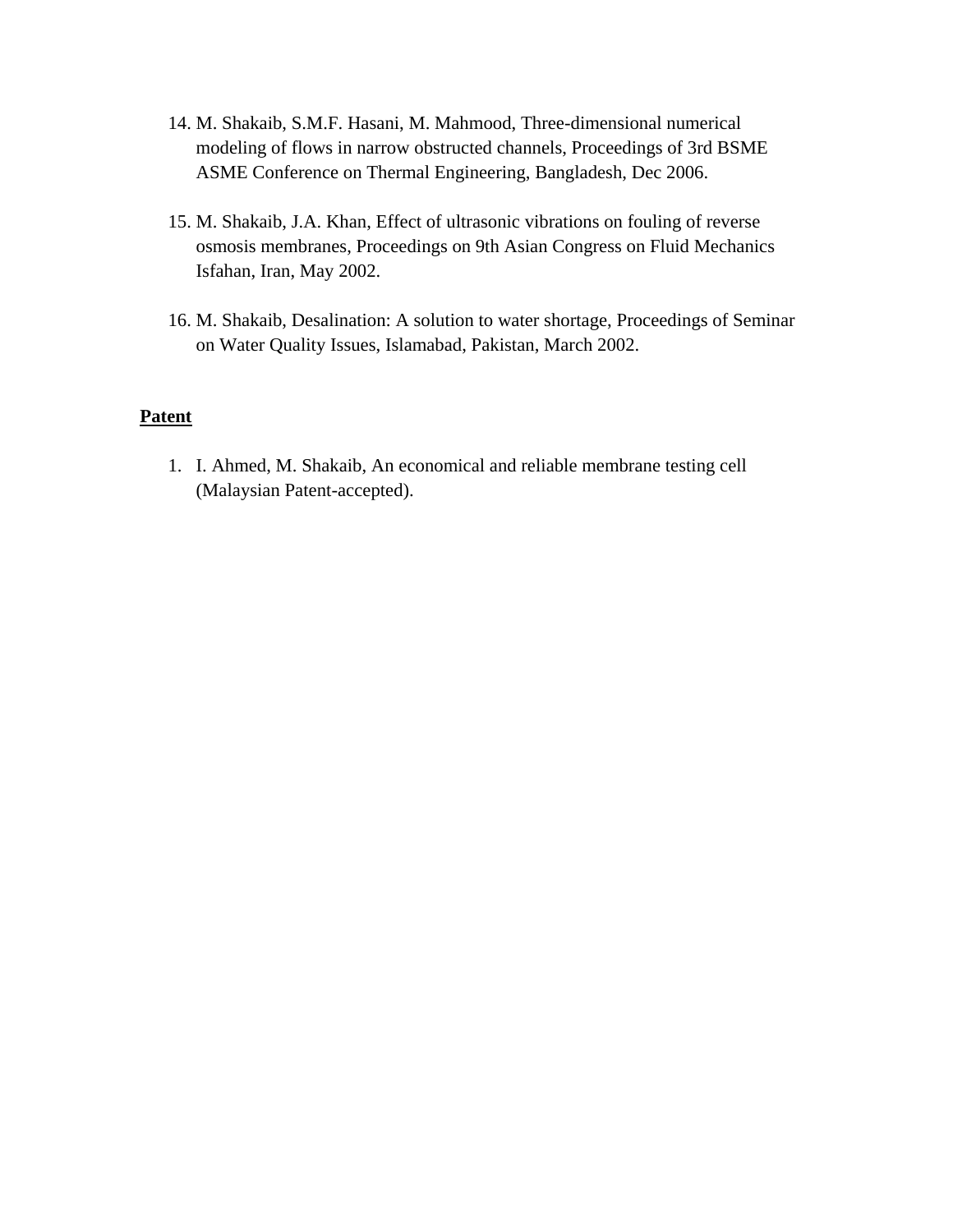14. M. Shakaib, S.M.F. Hasani, M. Mahmood, Three-dimensional numerical modeling of flows in narrow obstructed channels, Proceedings of 3rd BSME ASME Conference on Thermal Engineering, Bangladesh, Dec 2006.

15. M. Shakaib, J.A. Khan, Effect of ultrasonic vibrations on fouling of reverse osmosis membranes, Proceedings on 9th Asian Congress on Fluid Mechanics Isfahan, Iran, May 2002.

16. M. Shakaib, Desalination: A solution to water shortage, Proceedings of Seminar on Water Quality Issues, Islamabad, Pakistan, March 2002.

## **Patent**

1. I. Ahmed, M. Shakaib, An economical and reliable membrane testing cell (Malaysian Patent-accepted).